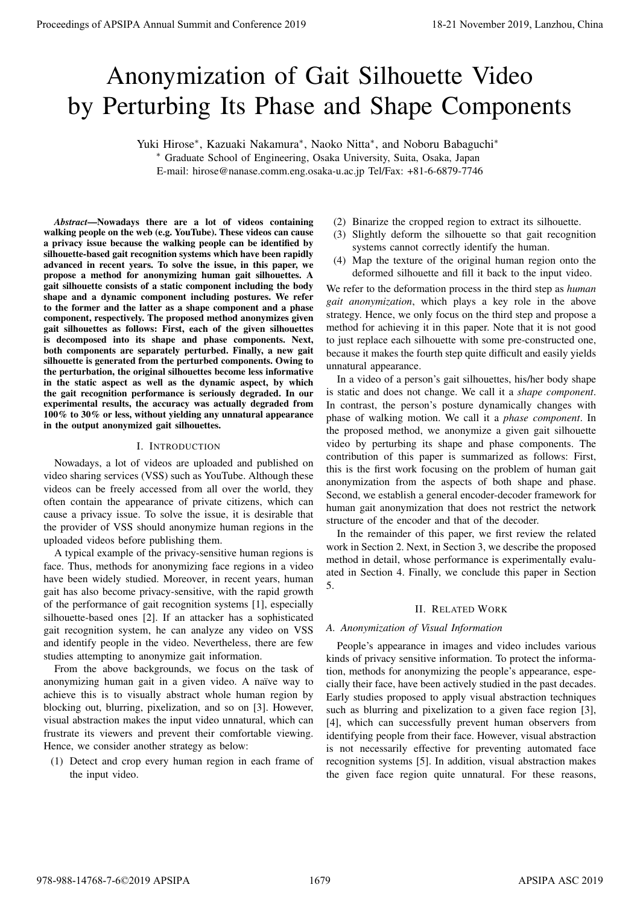# Anonymization of Gait Silhouette Video by Perturbing Its Phase and Shape Components

Yuki Hirose*, Kazuaki Nakamura*, Naoko Nitta*, and Noboru Babaguchi*

* Graduate School of Engineering, Osaka University, Suita, Osaka, Japan

E-mail: hirose@nanase.comm.eng.osaka-u.ac.jp Tel/Fax: +81-6-6879-7746

***Abstract*—Nowadays there are a lot of videos containing walking people on the web (e.g. YouTube). These videos can cause a privacy issue because the walking people can be identified by silhouette-based gait recognition systems which have been rapidly advanced in recent years. To solve the issue, in this paper, we propose a method for anonymizing human gait silhouettes. A gait silhouette consists of a static component including the body shape and a dynamic component including postures. We refer to the former and the latter as a shape component and a phase component, respectively. The proposed method anonymizes given gait silhouettes as follows: First, each of the given silhouettes is decomposed into its shape and phase components. Next, both components are separately perturbed. Finally, a new gait silhouette is generated from the perturbed components. Owing to the perturbation, the original silhouettes become less informative in the static aspect as well as the dynamic aspect, by which the gait recognition performance is seriously degraded. In our experimental results, the accuracy was actually degraded from 100% to 30% or less, without yielding any unnatural appearance in the output anonymized gait silhouettes.**

## I. Introduction

Nowadays, a lot of videos are uploaded and published on video sharing services (VSS) such as YouTube. Although these videos can be freely accessed from all over the world, they often contain the appearance of private citizens, which can cause a privacy issue. To solve the issue, it is desirable that the provider of VSS should anonymize human regions in the uploaded videos before publishing them.

A typical example of the privacy-sensitive human regions is face. Thus, methods for anonymizing face regions in a video have been widely studied. Moreover, in recent years, human gait has also become privacy-sensitive, with the rapid growth of the performance of gait recognition systems [1], especially silhouette-based ones [2]. If an attacker has a sophisticated gait recognition system, he can analyze any video on VSS and identify people in the video. Nevertheless, there are few studies attempting to anonymize gait information.

From the above backgrounds, we focus on the task of anonymizing human gait in a given video. A naïve way to achieve this is to visually abstract whole human region by blocking out, blurring, pixelization, and so on [3]. However, visual abstraction makes the input video unnatural, which can frustrate its viewers and prevent their comfortable viewing. Hence, we consider another strategy as below:

1. Detect and crop every human region in each frame of the input video.
2. Binarize the cropped region to extract its silhouette.
3. Slightly deform the silhouette so that gait recognition systems cannot correctly identify the human.
4. Map the texture of the original human region onto the deformed silhouette and fill it back to the input video.

We refer to the deformation process in the third step as *human gait anonymization*, which plays a key role in the above strategy. Hence, we only focus on the third step and propose a method for achieving it in this paper. Note that it is not good to just replace each silhouette with some pre-constructed one, because it makes the fourth step quite difficult and easily yields unnatural appearance.

In a video of a person's gait silhouettes, his/her body shape is static and does not change. We call it a *shape component*. In contrast, the person's posture dynamically changes with phase of walking motion. We call it a *phase component*. In the proposed method, we anonymize a given gait silhouette video by perturbing its shape and phase components. The contribution of this paper is summarized as follows: First, this is the first work focusing on the problem of human gait anonymization from the aspects of both shape and phase. Second, we establish a general encoder-decoder framework for human gait anonymization that does not restrict the network structure of the encoder and that of the decoder.

In the remainder of this paper, we first review the related work in Section 2. Next, in Section 3, we describe the proposed method in detail, whose performance is experimentally evaluated in Section 4. Finally, we conclude this paper in Section 5.

## II. Related Work

### A. Anonymization of Visual Information

People's appearance in images and video includes various kinds of privacy sensitive information. To protect the information, methods for anonymizing the people's appearance, especially their face, have been actively studied in the past decades. Early studies proposed to apply visual abstraction techniques such as blurring and pixelization to a given face region [3], [4], which can successfully prevent human observers from identifying people from their face. However, visual abstraction is not necessarily effective for preventing automated face recognition systems [5]. In addition, visual abstraction makes the given face region quite unnatural. For these reasons,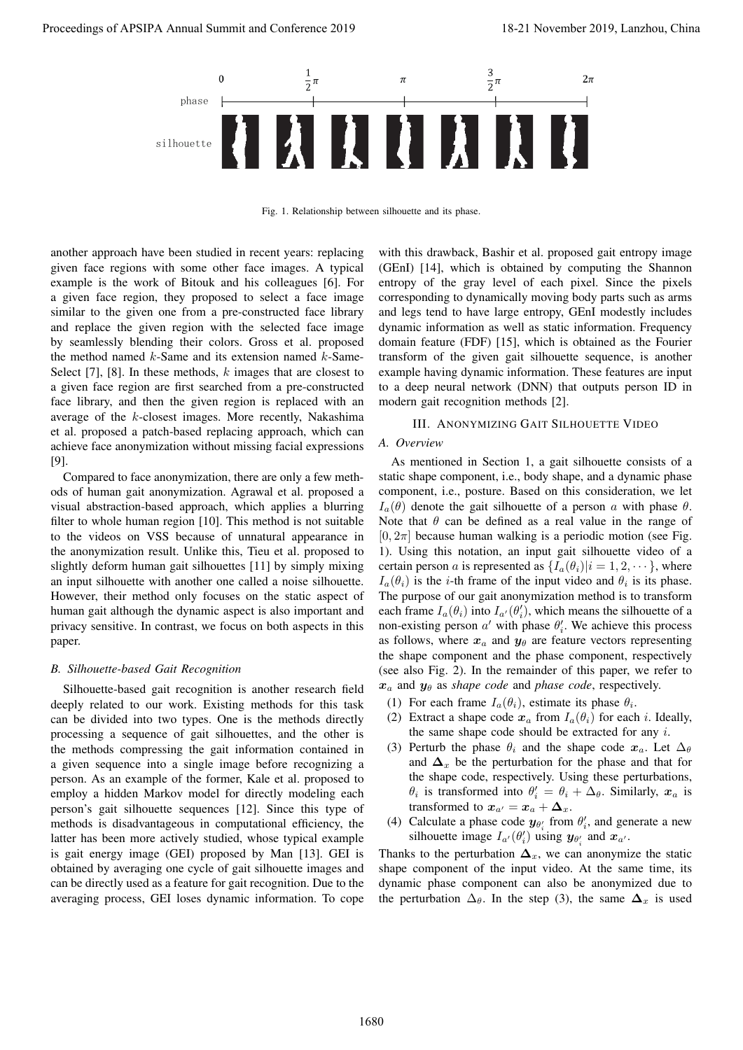Fig. 1. Relationship between silhouette and its phase.

another approach have been studied in recent years: replacing given face regions with some other face images. A typical example is the work of Bitouk and his colleagues [6]. For a given face region, they proposed to select a face image similar to the given one from a pre-constructed face library and replace the given region with the selected face image by seamlessly blending their colors. Gross et al. proposed the method named $k$-Same and its extension named $k$-Same-Select [7], [8]. In these methods, $k$ images that are closest to a given face region are first searched from a pre-constructed face library, and then the given region is replaced with an average of the $k$-closest images. More recently, Nakashima et al. proposed a patch-based replacing approach, which can achieve face anonymization without missing facial expressions [9].

Compared to face anonymization, there are only a few methods of human gait anonymization. Agrawal et al. proposed a visual abstraction-based approach, which applies a blurring filter to whole human region [10]. This method is not suitable to the videos on VSS because of unnatural appearance in the anonymization result. Unlike this, Tieu et al. proposed to slightly deform human gait silhouettes [11] by simply mixing an input silhouette with another one called a noise silhouette. However, their method only focuses on the static aspect of human gait although the dynamic aspect is also important and privacy sensitive. In contrast, we focus on both aspects in this paper.

### *B. Silhouette-based Gait Recognition*

Silhouette-based gait recognition is another research field deeply related to our work. Existing methods for this task can be divided into two types. One is the methods directly processing a sequence of gait silhouettes, and the other is the methods compressing the gait information contained in a given sequence into a single image before recognizing a person. As an example of the former, Kale et al. proposed to employ a hidden Markov model for directly modeling each person's gait silhouette sequences [12]. Since this type of methods is disadvantageous in computational efficiency, the latter has been more actively studied, whose typical example is gait energy image (GEI) proposed by Man [13]. GEI is obtained by averaging one cycle of gait silhouette images and can be directly used as a feature for gait recognition. Due to the averaging process, GEI loses dynamic information. To cope with this drawback, Bashir et al. proposed gait entropy image (GEnI) [14], which is obtained by computing the Shannon entropy of the gray level of each pixel. Since the pixels corresponding to dynamically moving body parts such as arms and legs tend to have large entropy, GEnI modestly includes dynamic information as well as static information. Frequency domain feature (FDF) [15], which is obtained as the Fourier transform of the given gait silhouette sequence, is another example having dynamic information. These features are input to a deep neural network (DNN) that outputs person ID in modern gait recognition methods [2].

## III. Anonymizing Gait Silhouette Video

### *A. Overview*

As mentioned in Section 1, a gait silhouette consists of a static shape component, i.e., body shape, and a dynamic phase component, i.e., posture. Based on this consideration, we let $I_a(\theta)$ denote the gait silhouette of a person $a$ with phase $\theta$. Note that $\theta$ can be defined as a real value in the range of $[0, 2\pi]$ because human walking is a periodic motion (see Fig. 1). Using this notation, an input gait silhouette video of a certain person $a$ is represented as $\{I_a(\theta_i) | i = 1, 2, \cdots\}$, where $I_a(\theta_i)$ is the $i$-th frame of the input video and $\theta_i$ is its phase. The purpose of our gait anonymization method is to transform each frame $I_a(\theta_i)$ into $I_{a'}(\theta'_i)$, which means the silhouette of a non-existing person $a'$ with phase $\theta'_i$. We achieve this process as follows, where $\boldsymbol{x}_a$ and $\boldsymbol{y}_\theta$ are feature vectors representing the shape component and the phase component, respectively (see also Fig. 2). In the remainder of this paper, we refer to $\boldsymbol{x}_a$ and $\boldsymbol{y}_\theta$ as *shape code* and *phase code*, respectively.

1. For each frame $I_a(\theta_i)$, estimate its phase $\theta_i$.
2. Extract a shape code $\boldsymbol{x}_a$ from $I_a(\theta_i)$ for each $i$. Ideally, the same shape code should be extracted for any $i$.
3. Perturb the phase $\theta_i$ and the shape code $\boldsymbol{x}_a$. Let $\Delta_\theta$ and $\boldsymbol{\Delta}_x$ be the perturbation for the phase and that for the shape code, respectively. Using these perturbations, $\theta_i$ is transformed into $\theta'_i = \theta_i + \Delta_\theta$. Similarly, $\boldsymbol{x}_a$ is transformed to $\boldsymbol{x}_{a'} = \boldsymbol{x}_a + \boldsymbol{\Delta}_x$.
4. Calculate a phase code $\boldsymbol{y}_{\theta'_i}$ from $\theta'_i$, and generate a new silhouette image $I_{a'}(\theta'_i)$ using $\boldsymbol{y}_{\theta'_i}$ and $\boldsymbol{x}_{a'}$.

Thanks to the perturbation $\boldsymbol{\Delta}_x$, we can anonymize the static shape component of the input video. At the same time, its dynamic phase component can also be anonymized due to the perturbation $\Delta_\theta$. In the step (3), the same $\boldsymbol{\Delta}_x$ is used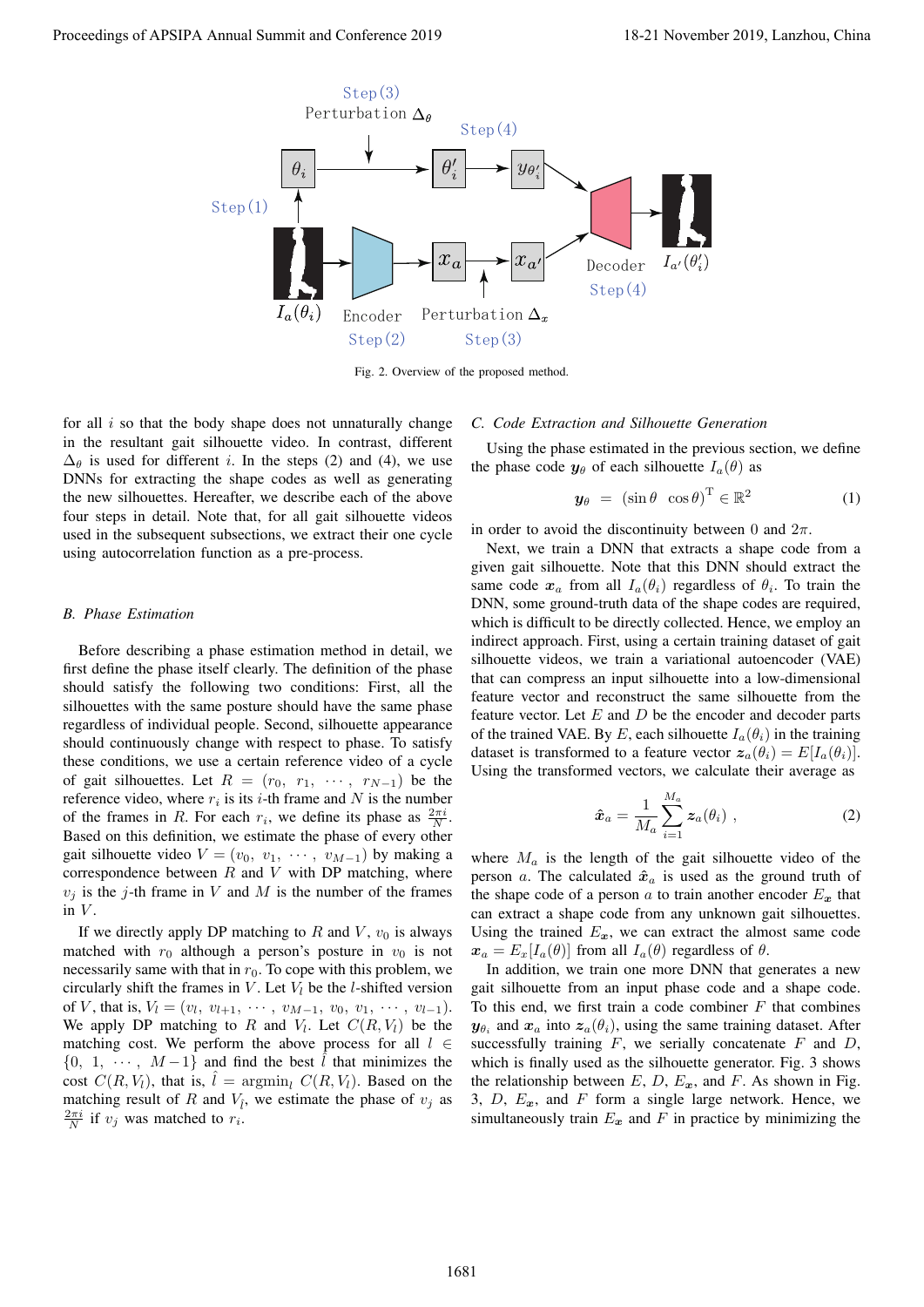Fig. 2. Overview of the proposed method.

for all $i$ so that the body shape does not unnaturally change in the resultant gait silhouette video. In contrast, different $\Delta_\theta$ is used for different $i$. In the steps (2) and (4), we use DNNs for extracting the shape codes as well as generating the new silhouettes. Hereafter, we describe each of the above four steps in detail. Note that, for all gait silhouette videos used in the subsequent subsections, we extract their one cycle using autocorrelation function as a pre-process.

### B. Phase Estimation

Before describing a phase estimation method in detail, we first define the phase itself clearly. The definition of the phase should satisfy the following two conditions: First, all the silhouettes with the same posture should have the same phase regardless of individual people. Second, silhouette appearance should continuously change with respect to phase. To satisfy these conditions, we use a certain reference video of a cycle of gait silhouettes. Let $R = (r_0,\ r_1,\ \cdots,\ r_{N-1})$ be the reference video, where $r_i$ is its $i$-th frame and $N$ is the number of the frames in $R$. For each $r_i$, we define its phase as $\frac{2\pi i}{N}$. Based on this definition, we estimate the phase of every other gait silhouette video $V = (v_0,\ v_1,\ \cdots,\ v_{M-1})$ by making a correspondence between $R$ and $V$ with DP matching, where $v_j$ is the $j$-th frame in $V$ and $M$ is the number of the frames in $V$.

If we directly apply DP matching to $R$ and $V$, $v_0$ is always matched with $r_0$ although a person's posture in $v_0$ is not necessarily same with that in $r_0$. To cope with this problem, we circularly shift the frames in $V$. Let $V_l$ be the $l$-shifted version of $V$, that is, $V_l = (v_l,\ v_{l+1},\ \cdots,\ v_{M-1},\ v_0,\ v_1,\ \cdots,\ v_{l-1})$. We apply DP matching to $R$ and $V_l$. Let $C(R, V_l)$ be the matching cost. We perform the above process for all $l \in \{0,\ 1,\ \cdots,\ M-1\}$ and find the best $\hat{l}$ that minimizes the cost $C(R, V_l)$, that is, $\hat{l} = \mathrm{argmin}_l\ C(R, V_l)$. Based on the matching result of $R$ and $V_{\hat{l}}$, we estimate the phase of $v_j$ as $\frac{2\pi i}{N}$ if $v_j$ was matched to $r_i$.

### C. Code Extraction and Silhouette Generation

Using the phase estimated in the previous section, we define the phase code $\boldsymbol{y}_\theta$ of each silhouette $I_a(\theta)$ as

$$\boldsymbol{y}_\theta \ = \ (\sin\theta \quad \cos\theta)^{\mathrm{T}} \in \mathbb{R}^2 \tag{1}$$

in order to avoid the discontinuity between $0$ and $2\pi$.

Next, we train a DNN that extracts a shape code from a given gait silhouette. Note that this DNN should extract the same code $\boldsymbol{x}_a$ from all $I_a(\theta_i)$ regardless of $\theta_i$. To train the DNN, some ground-truth data of the shape codes are required, which is difficult to be directly collected. Hence, we employ an indirect approach. First, using a certain training dataset of gait silhouette videos, we train a variational autoencoder (VAE) that can compress an input silhouette into a low-dimensional feature vector and reconstruct the same silhouette from the feature vector. Let $E$ and $D$ be the encoder and decoder parts of the trained VAE. By $E$, each silhouette $I_a(\theta_i)$ in the training dataset is transformed to a feature vector $\boldsymbol{z}_a(\theta_i) = E[I_a(\theta_i)]$. Using the transformed vectors, we calculate their average as

$$\hat{\boldsymbol{x}}_a = \frac{1}{M_a}\sum_{i=1}^{M_a} \boldsymbol{z}_a(\theta_i)\ , \tag{2}$$

where $M_a$ is the length of the gait silhouette video of the person $a$. The calculated $\hat{\boldsymbol{x}}_a$ is used as the ground truth of the shape code of a person $a$ to train another encoder $E_{\boldsymbol{x}}$ that can extract a shape code from any unknown gait silhouettes. Using the trained $E_{\boldsymbol{x}}$, we can extract the almost same code $\boldsymbol{x}_a = E_x[I_a(\theta)]$ from all $I_a(\theta)$ regardless of $\theta$.

In addition, we train one more DNN that generates a new gait silhouette from an input phase code and a shape code. To this end, we first train a code combiner $F$ that combines $\boldsymbol{y}_{\theta_i}$ and $\boldsymbol{x}_a$ into $\boldsymbol{z}_a(\theta_i)$, using the same training dataset. After successfully training $F$, we serially concatenate $F$ and $D$, which is finally used as the silhouette generator. Fig. 3 shows the relationship between $E$, $D$, $E_{\boldsymbol{x}}$, and $F$. As shown in Fig. 3, $D$, $E_{\boldsymbol{x}}$, and $F$ form a single large network. Hence, we simultaneously train $E_{\boldsymbol{x}}$ and $F$ in practice by minimizing the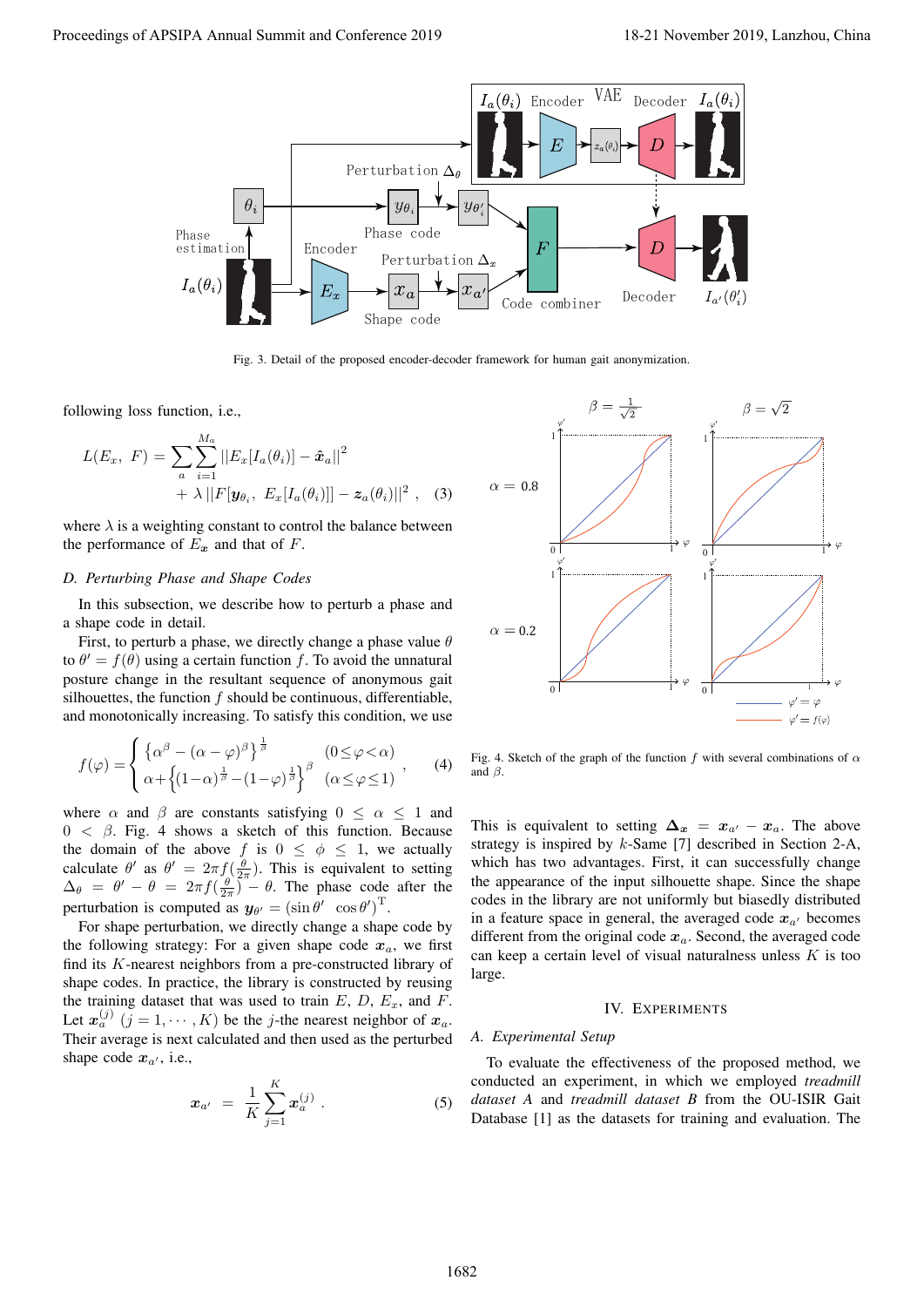Fig. 3. Detail of the proposed encoder-decoder framework for human gait anonymization.

following loss function, i.e.,

$$L(E_x,\ F) = \sum_a \sum_{i=1}^{M_a} ||E_x[I_a(\theta_i)] - \hat{\boldsymbol{x}}_a||^2 + \lambda\, ||F[\boldsymbol{y}_{\theta_i},\ E_x[I_a(\theta_i)]] - \boldsymbol{z}_a(\theta_i)||^2\ , \quad (3)$$

where $\lambda$ is a weighting constant to control the balance between the performance of $E_{\boldsymbol{x}}$ and that of $F$.

### D. Perturbing Phase and Shape Codes

In this subsection, we describe how to perturb a phase and a shape code in detail.

First, to perturb a phase, we directly change a phase value $\theta$ to $\theta' = f(\theta)$ using a certain function $f$. To avoid the unnatural posture change in the resultant sequence of anonymous gait silhouettes, the function $f$ should be continuous, differentiable, and monotonically increasing. To satisfy this condition, we use

$$f(\varphi) = \begin{cases} \left\{\alpha^\beta - (\alpha - \varphi)^\beta\right\}^{\frac{1}{\beta}} & (0 \le \varphi < \alpha) \\ \alpha + \left\{(1-\alpha)^{\frac{1}{\beta}} - (1-\varphi)^{\frac{1}{\beta}}\right\}^{\beta} & (\alpha \le \varphi \le 1) \end{cases}, \quad (4)$$

where $\alpha$ and $\beta$ are constants satisfying $0 \le \alpha \le 1$ and $0 < \beta$. Fig. 4 shows a sketch of this function. Because the domain of the above $f$ is $0 \le \phi \le 1$, we actually calculate $\theta'$ as $\theta' = 2\pi f(\frac{\theta}{2\pi})$. This is equivalent to setting $\Delta_\theta = \theta' - \theta = 2\pi f(\frac{\theta}{2\pi}) - \theta$. The phase code after the perturbation is computed as $\boldsymbol{y}_{\theta'} = (\sin\theta' \ \ \cos\theta')^{\mathrm{T}}$.

For shape perturbation, we directly change a shape code by the following strategy: For a given shape code $\boldsymbol{x}_a$, we first find its $K$-nearest neighbors from a pre-constructed library of shape codes. In practice, the library is constructed by reusing the training dataset that was used to train $E$, $D$, $E_x$, and $F$. Let $\boldsymbol{x}_a^{(j)}$ $(j = 1, \cdots, K)$ be the $j$-the nearest neighbor of $\boldsymbol{x}_a$. Their average is next calculated and then used as the perturbed shape code $\boldsymbol{x}_{a'}$, i.e.,

$$\boldsymbol{x}_{a'} = \frac{1}{K}\sum_{j=1}^{K} \boldsymbol{x}_a^{(j)}\ . \quad (5)$$

Fig. 4. Sketch of the graph of the function $f$ with several combinations of $\alpha$ and $\beta$.

This is equivalent to setting $\boldsymbol{\Delta_x} = \boldsymbol{x}_{a'} - \boldsymbol{x}_a$. The above strategy is inspired by $k$-Same [7] described in Section 2-A, which has two advantages. First, it can successfully change the appearance of the input silhouette shape. Since the shape codes in the library are not uniformly but biasedly distributed in a feature space in general, the averaged code $\boldsymbol{x}_{a'}$ becomes different from the original code $\boldsymbol{x}_a$. Second, the averaged code can keep a certain level of visual naturalness unless $K$ is too large.

## IV. Experiments

### A. Experimental Setup

To evaluate the effectiveness of the proposed method, we conducted an experiment, in which we employed *treadmill dataset A* and *treadmill dataset B* from the OU-ISIR Gait Database [1] as the datasets for training and evaluation. The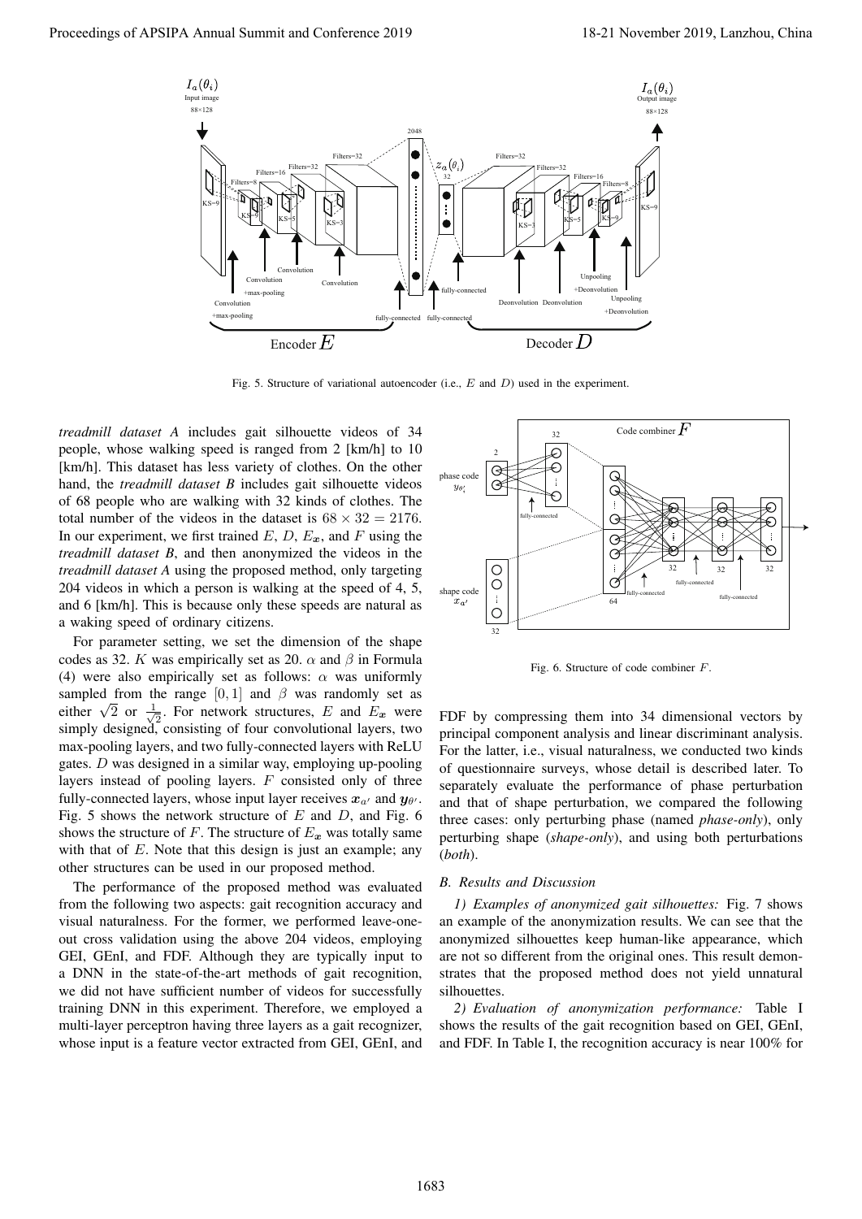Fig. 5. Structure of variational autoencoder (i.e., $E$ and $D$) used in the experiment.

Fig. 6. Structure of code combiner $F$.

*treadmill dataset A* includes gait silhouette videos of 34 people, whose walking speed is ranged from 2 [km/h] to 10 [km/h]. This dataset has less variety of clothes. On the other hand, the *treadmill dataset B* includes gait silhouette videos of 68 people who are walking with 32 kinds of clothes. The total number of the videos in the dataset is $68 \times 32 = 2176$. In our experiment, we first trained $E$, $D$, $E_{\boldsymbol{x}}$, and $F$ using the *treadmill dataset B*, and then anonymized the videos in the *treadmill dataset A* using the proposed method, only targeting 204 videos in which a person is walking at the speed of 4, 5, and 6 [km/h]. This is because only these speeds are natural as a waking speed of ordinary citizens.

For parameter setting, we set the dimension of the shape codes as 32. $K$ was empirically set as 20. $\alpha$ and $\beta$ in Formula (4) were also empirically set as follows: $\alpha$ was uniformly sampled from the range $[0, 1]$ and $\beta$ was randomly set as either $\sqrt{2}$ or $\frac{1}{\sqrt{2}}$. For network structures, $E$ and $E_{\boldsymbol{x}}$ were simply designed, consisting of four convolutional layers, two max-pooling layers, and two fully-connected layers with ReLU gates. $D$ was designed in a similar way, employing up-pooling layers instead of pooling layers. $F$ consisted only of three fully-connected layers, whose input layer receives $\boldsymbol{x}_{a'}$ and $\boldsymbol{y}_{\theta'}$. Fig. 5 shows the network structure of $E$ and $D$, and Fig. 6 shows the structure of $F$. The structure of $E_{\boldsymbol{x}}$ was totally same with that of $E$. Note that this design is just an example; any other structures can be used in our proposed method.

The performance of the proposed method was evaluated from the following two aspects: gait recognition accuracy and visual naturalness. For the former, we performed leave-one-out cross validation using the above 204 videos, employing GEI, GEnI, and FDF. Although they are typically input to a DNN in the state-of-the-art methods of gait recognition, we did not have sufficient number of videos for successfully training DNN in this experiment. Therefore, we employed a multi-layer perceptron having three layers as a gait recognizer, whose input is a feature vector extracted from GEI, GEnI, and FDF by compressing them into 34 dimensional vectors by principal component analysis and linear discriminant analysis. For the latter, i.e., visual naturalness, we conducted two kinds of questionnaire surveys, whose detail is described later. To separately evaluate the performance of phase perturbation and that of shape perturbation, we compared the following three cases: only perturbing phase (named *phase-only*), only perturbing shape (*shape-only*), and using both perturbations (*both*).

## B. Results and Discussion

*1) Examples of anonymized gait silhouettes:* Fig. 7 shows an example of the anonymization results. We can see that the anonymized silhouettes keep human-like appearance, which are not so different from the original ones. This result demonstrates that the proposed method does not yield unnatural silhouettes.

*2) Evaluation of anonymization performance:* Table I shows the results of the gait recognition based on GEI, GEnI, and FDF. In Table I, the recognition accuracy is near 100% for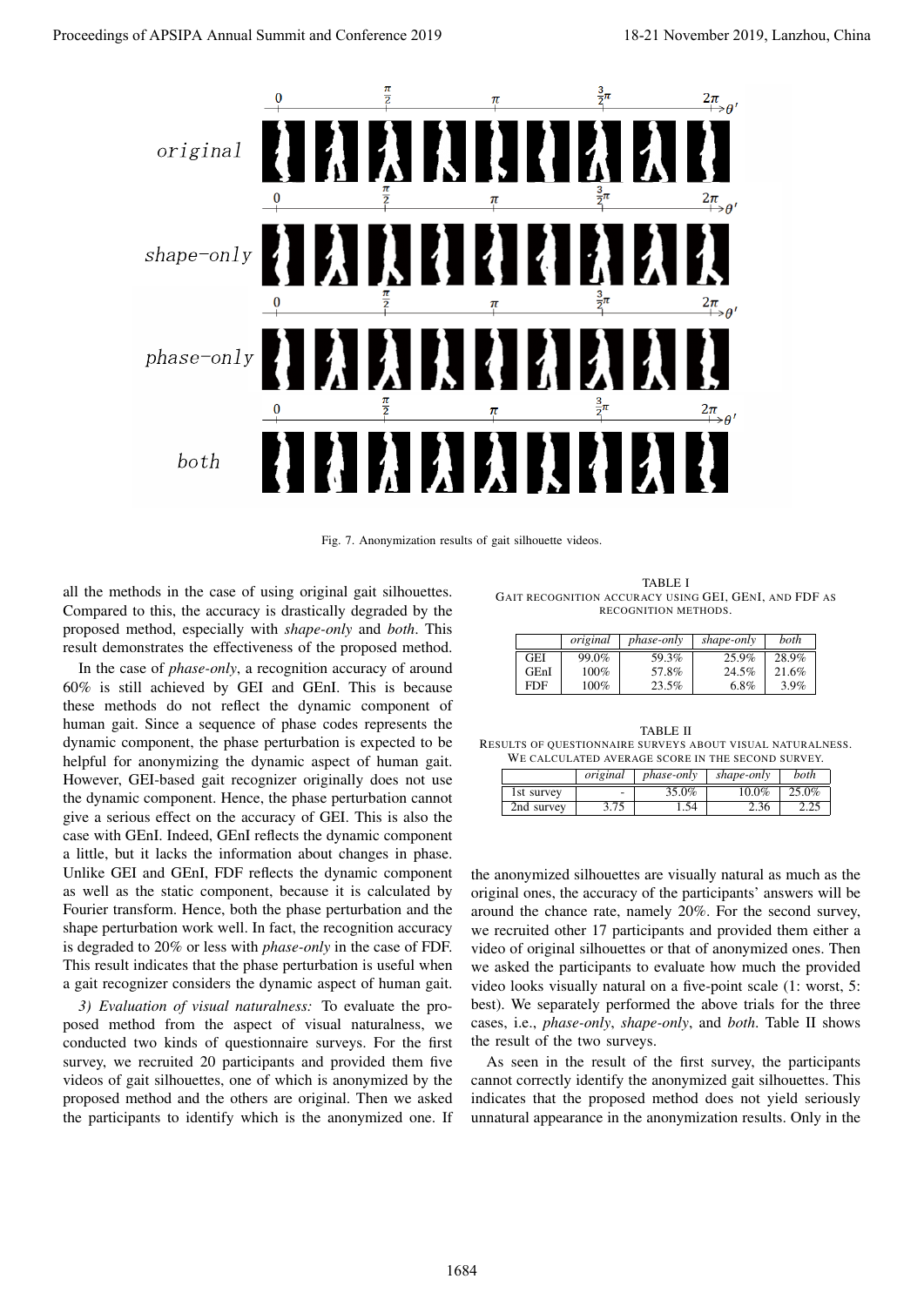Fig. 7. Anonymization results of gait silhouette videos.

all the methods in the case of using original gait silhouettes. Compared to this, the accuracy is drastically degraded by the proposed method, especially with *shape-only* and *both*. This result demonstrates the effectiveness of the proposed method.

In the case of *phase-only*, a recognition accuracy of around 60% is still achieved by GEI and GEnI. This is because these methods do not reflect the dynamic component of human gait. Since a sequence of phase codes represents the dynamic component, the phase perturbation is expected to be helpful for anonymizing the dynamic aspect of human gait. However, GEI-based gait recognizer originally does not use the dynamic component. Hence, the phase perturbation cannot give a serious effect on the accuracy of GEI. This is also the case with GEnI. Indeed, GEnI reflects the dynamic component a little, but it lacks the information about changes in phase. Unlike GEI and GEnI, FDF reflects the dynamic component as well as the static component, because it is calculated by Fourier transform. Hence, both the phase perturbation and the shape perturbation work well. In fact, the recognition accuracy is degraded to 20% or less with *phase-only* in the case of FDF. This result indicates that the phase perturbation is useful when a gait recognizer considers the dynamic aspect of human gait.

*3) Evaluation of visual naturalness:* To evaluate the proposed method from the aspect of visual naturalness, we conducted two kinds of questionnaire surveys. For the first survey, we recruited 20 participants and provided them five videos of gait silhouettes, one of which is anonymized by the proposed method and the others are original. Then we asked the participants to identify which is the anonymized one. If the anonymized silhouettes are visually natural as much as the original ones, the accuracy of the participants' answers will be around the chance rate, namely 20%. For the second survey, we recruited other 17 participants and provided them either a video of original silhouettes or that of anonymized ones. Then we asked the participants to evaluate how much the provided video looks visually natural on a five-point scale (1: worst, 5: best). We separately performed the above trials for the three cases, i.e., *phase-only*, *shape-only*, and *both*. Table II shows the result of the two surveys.

As seen in the result of the first survey, the participants cannot correctly identify the anonymized gait silhouettes. This indicates that the proposed method does not yield seriously unnatural appearance in the anonymization results. Only in the

TABLE I
GAIT RECOGNITION ACCURACY USING GEI, GENI, AND FDF AS RECOGNITION METHODS.

| | *original* | *phase-only* | *shape-only* | *both* |
|---|---|---|---|---|
| GEI | 99.0% | 59.3% | 25.9% | 28.9% |
| GEnI | 100% | 57.8% | 24.5% | 21.6% |
| FDF | 100% | 23.5% | 6.8% | 3.9% |

TABLE II
RESULTS OF QUESTIONNAIRE SURVEYS ABOUT VISUAL NATURALNESS. WE CALCULATED AVERAGE SCORE IN THE SECOND SURVEY.

| | *original* | *phase-only* | *shape-only* | *both* |
|---|---|---|---|---|
| 1st survey | - | 35.0% | 10.0% | 25.0% |
| 2nd survey | 3.75 | 1.54 | 2.36 | 2.25 |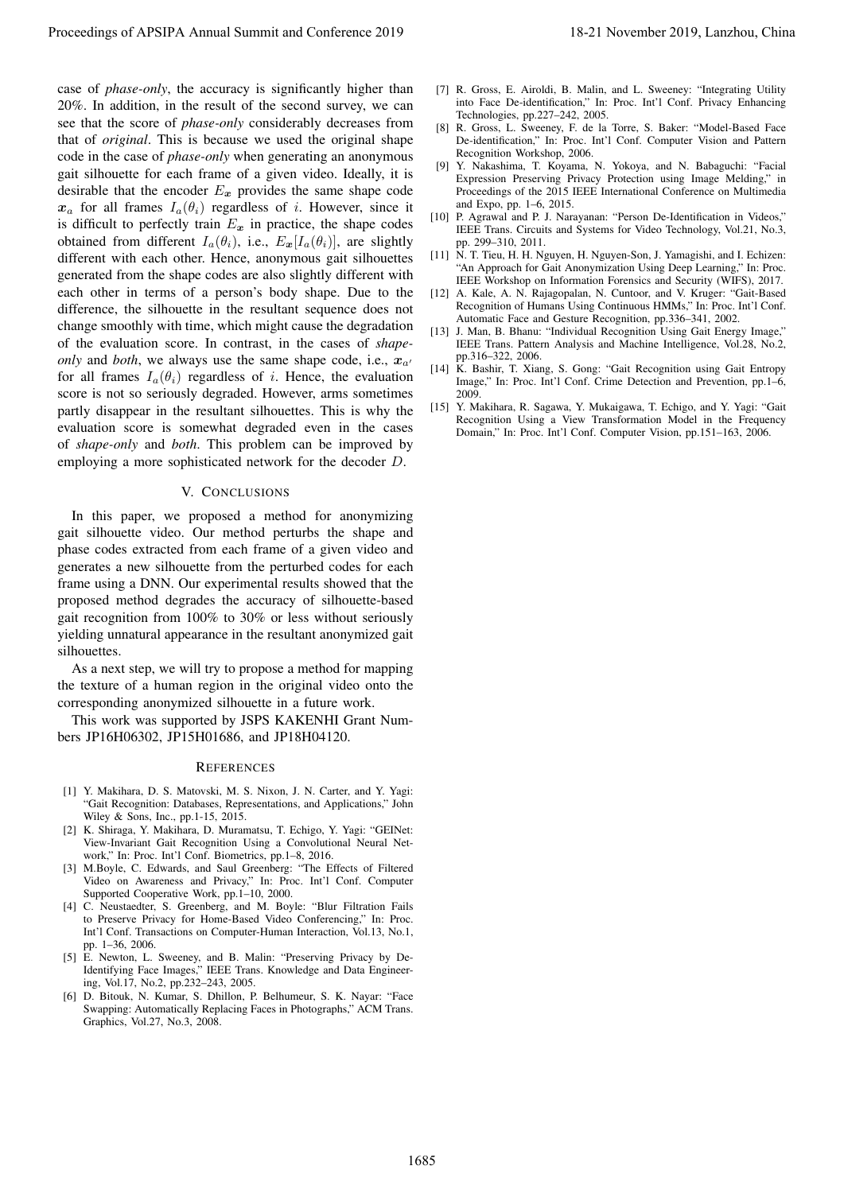case of *phase-only*, the accuracy is significantly higher than 20%. In addition, in the result of the second survey, we can see that the score of *phase-only* considerably decreases from that of *original*. This is because we used the original shape code in the case of *phase-only* when generating an anonymous gait silhouette for each frame of a given video. Ideally, it is desirable that the encoder $E_{\boldsymbol{x}}$ provides the same shape code $\boldsymbol{x}_a$ for all frames $I_a(\theta_i)$ regardless of $i$. However, since it is difficult to perfectly train $E_{\boldsymbol{x}}$ in practice, the shape codes obtained from different $I_a(\theta_i)$, i.e., $E_{\boldsymbol{x}}[I_a(\theta_i)]$, are slightly different with each other. Hence, anonymous gait silhouettes generated from the shape codes are also slightly different with each other in terms of a person's body shape. Due to the difference, the silhouette in the resultant sequence does not change smoothly with time, which might cause the degradation of the evaluation score. In contrast, in the cases of *shape-only* and *both*, we always use the same shape code, i.e., $\boldsymbol{x}_{a'}$ for all frames $I_a(\theta_i)$ regardless of $i$. Hence, the evaluation score is not so seriously degraded. However, arms sometimes partly disappear in the resultant silhouettes. This is why the evaluation score is somewhat degraded even in the cases of *shape-only* and *both*. This problem can be improved by employing a more sophisticated network for the decoder $D$.

## V. Conclusions

In this paper, we proposed a method for anonymizing gait silhouette video. Our method perturbs the shape and phase codes extracted from each frame of a given video and generates a new silhouette from the perturbed codes for each frame using a DNN. Our experimental results showed that the proposed method degrades the accuracy of silhouette-based gait recognition from 100% to 30% or less without seriously yielding unnatural appearance in the resultant anonymized gait silhouettes.

As a next step, we will try to propose a method for mapping the texture of a human region in the original video onto the corresponding anonymized silhouette in a future work.

This work was supported by JSPS KAKENHI Grant Numbers JP16H06302, JP15H01686, and JP18H04120.

## References

[1] Y. Makihara, D. S. Matovski, M. S. Nixon, J. N. Carter, and Y. Yagi: "Gait Recognition: Databases, Representations, and Applications," John Wiley & Sons, Inc., pp.1-15, 2015.

[2] K. Shiraga, Y. Makihara, D. Muramatsu, T. Echigo, Y. Yagi: "GEINet: View-Invariant Gait Recognition Using a Convolutional Neural Network," In: Proc. Int'l Conf. Biometrics, pp.1–8, 2016.

[3] M.Boyle, C. Edwards, and Saul Greenberg: "The Effects of Filtered Video on Awareness and Privacy," In: Proc. Int'l Conf. Computer Supported Cooperative Work, pp.1–10, 2000.

[4] C. Neustaedter, S. Greenberg, and M. Boyle: "Blur Filtration Fails to Preserve Privacy for Home-Based Video Conferencing," In: Proc. Int'l Conf. Transactions on Computer-Human Interaction, Vol.13, No.1, pp. 1–36, 2006.

[5] E. Newton, L. Sweeney, and B. Malin: "Preserving Privacy by De-Identifying Face Images," IEEE Trans. Knowledge and Data Engineering, Vol.17, No.2, pp.232–243, 2005.

[6] D. Bitouk, N. Kumar, S. Dhillon, P. Belhumeur, S. K. Nayar: "Face Swapping: Automatically Replacing Faces in Photographs," ACM Trans. Graphics, Vol.27, No.3, 2008.

[7] R. Gross, E. Airoldi, B. Malin, and L. Sweeney: "Integrating Utility into Face De-identification," In: Proc. Int'l Conf. Privacy Enhancing Technologies, pp.227–242, 2005.

[8] R. Gross, L. Sweeney, F. de la Torre, S. Baker: "Model-Based Face De-identification," In: Proc. Int'l Conf. Computer Vision and Pattern Recognition Workshop, 2006.

[9] Y. Nakashima, T. Koyama, N. Yokoya, and N. Babaguchi: "Facial Expression Preserving Privacy Protection using Image Melding," in Proceedings of the 2015 IEEE International Conference on Multimedia and Expo, pp. 1–6, 2015.

[10] P. Agrawal and P. J. Narayanan: "Person De-Identification in Videos," IEEE Trans. Circuits and Systems for Video Technology, Vol.21, No.3, pp. 299–310, 2011.

[11] N. T. Tieu, H. H. Nguyen, H. Nguyen-Son, J. Yamagishi, and I. Echizen: "An Approach for Gait Anonymization Using Deep Learning," In: Proc. IEEE Workshop on Information Forensics and Security (WIFS), 2017.

[12] A. Kale, A. N. Rajagopalan, N. Cuntoor, and V. Kruger: "Gait-Based Recognition of Humans Using Continuous HMMs," In: Proc. Int'l Conf. Automatic Face and Gesture Recognition, pp.336–341, 2002.

[13] J. Man, B. Bhanu: "Individual Recognition Using Gait Energy Image," IEEE Trans. Pattern Analysis and Machine Intelligence, Vol.28, No.2, pp.316–322, 2006.

[14] K. Bashir, T. Xiang, S. Gong: "Gait Recognition using Gait Entropy Image," In: Proc. Int'l Conf. Crime Detection and Prevention, pp.1–6, 2009.

[15] Y. Makihara, R. Sagawa, Y. Mukaigawa, T. Echigo, and Y. Yagi: "Gait Recognition Using a View Transformation Model in the Frequency Domain," In: Proc. Int'l Conf. Computer Vision, pp.151–163, 2006.